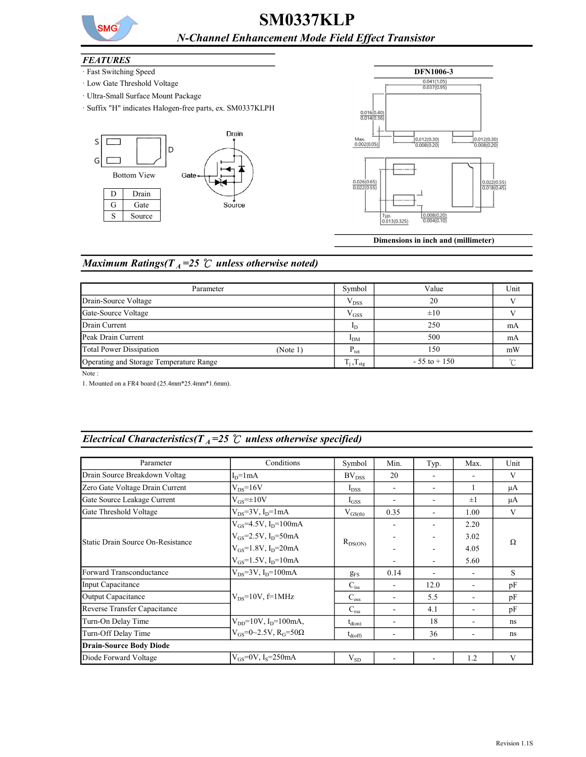# SM0337KLP

## *N-Channel Enhancement Mode Field Effect Transistor*

### FEATURES

- Fast Switching Speed
- Low Gate Threshold Voltage
- Ultra-Small Surface Mount Package
- Suffix "H" indicates Halogen-free parts, ex. SM0337KLPH

Bottom View

| D | Drain |
|---|---|
| G | Gate |
| S | Source |

**DFN1006-3**

**Dimensions in inch and (millimeter)**

## *Maximum Ratings($T_A$=25 ℃ unless otherwise noted)*

| Parameter | Symbol | Value | Unit |
|---|---|---|---|
| Drain-Source Voltage | $V_{DSS}$ | 20 | V |
| Gate-Source Voltage | $V_{GSS}$ | ±10 | V |
| Drain Current | $I_D$ | 250 | mA |
| Peak Drain Current | $I_{DM}$ | 500 | mA |
| Total Power Dissipation (Note 1) | $P_{tot}$ | 150 | mW |
| Operating and Storage Temperature Range | $T_j$ ,$T_{stg}$ | - 55 to + 150 | ℃ |

Note :

1. Mounted on a FR4 board (25.4mm*25.4mm*1.6mm).

## *Electrical Characteristics($T_A$=25 ℃ unless otherwise specified)*

| Parameter | Conditions | Symbol | Min. | Typ. | Max. | Unit |
|---|---|---|---|---|---|---|
| Drain Source Breakdown Voltag | $I_D$=1mA | $BV_{DSS}$ | 20 | - | - | V |
| Zero Gate Voltage Drain Current | $V_{DS}$=16V | $I_{DSS}$ | - | - | 1 | μA |
| Gate Source Leakage Current | $V_{GS}$=±10V | $I_{GSS}$ | - | - | ±1 | μA |
| Gate Threshold Voltage | $V_{DS}$=3V, $I_D$=1mA | $V_{GS(th)}$ | 0.35 | - | 1.00 | V |
| Static Drain Source On-Resistance | $V_{GS}$=4.5V, $I_D$=100mA | $R_{DS(ON)}$ | - | - | 2.20 | Ω |
| | $V_{GS}$=2.5V, $I_D$=50mA | | - | - | 3.02 | |
| | $V_{GS}$=1.8V, $I_D$=20mA | | - | - | 4.05 | |
| | $V_{GS}$=1.5V, $I_D$=10mA | | - | - | 5.60 | |
| Forward Transconductance | $V_{DS}$=3V, $I_D$=100mA | $g_{FS}$ | 0.14 | - | - | S |
| Input Capacitance | $V_{DS}$=10V, f=1MHz | $C_{iss}$ | - | 12.0 | - | pF |
| Output Capacitance | | $C_{oss}$ | - | 5.5 | - | pF |
| Reverse Transfer Capacitance | | $C_{rss}$ | - | 4.1 | - | pF |
| Turn-On Delay Time | $V_{DD}$=10V, $I_D$=100mA, | $t_{d(on)}$ | - | 18 | - | ns |
| Turn-Off Delay Time | $V_{GS}$=0~2.5V, $R_G$=50Ω | $t_{d(off)}$ | - | 36 | - | ns |
| **Drain-Source Body Diode** | | | | | | |
| Diode Forward Voltage | $V_{GS}$=0V, $I_S$=250mA | $V_{SD}$ | - | - | 1.2 | V |

Revision 1.1S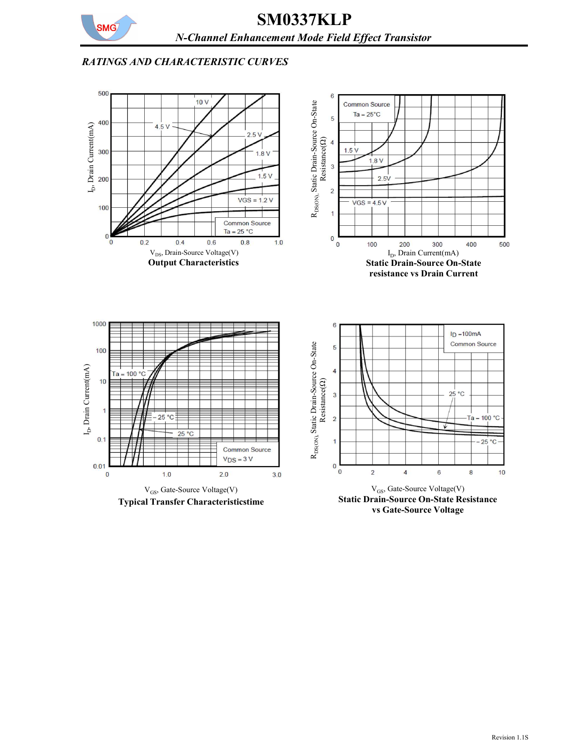## RATINGS AND CHARACTERISTIC CURVES

500
400
300
200
100
0
0 0.2 0.4 0.6 0.8 1.0
10 V
4.5 V
2.5 V
1.8 V
1.5 V
VGS = 1.2 V
Common Source
Ta = 25 °C
$I_D$, Drain Current(mA)
$V_{DS}$, Drain-Source Voltage(V)

**Output Characteristics**

6
5
4
3
2
1
0
0 100 200 300 400 500
Common Source
Ta = 25°C
1.5 V
1.8 V
2.5V
VGS = 4.5 V
$R_{DS(ON)}$, Static Drain-Source On-State Resistance(Ω)
$I_D$, Drain Current(mA)

**Static Drain-Source On-State resistance vs Drain Current**

1000
100
10
1
0.1
0.01
0 1.0 2.0 3.0
Ta = 100 °C
– 25 °C
25 °C
Common Source
$V_{DS}$ = 3 V
$I_D$, Drain Current(mA)
$V_{GS}$, Gate-Source Voltage(V)

**Typical Transfer Characteristicstime**

6
5
4
3
2
1
0
0 2 4 6 8 10
$I_D$ =100mA
Common Source
25 °C
Ta = 100 °C
– 25 °C
$R_{DS(ON)}$, Static Drain-Source On-State Resistance(Ω)
$V_{GS}$, Gate-Source Voltage(V)

**Static Drain-Source On-State Resistance vs Gate-Source Voltage**